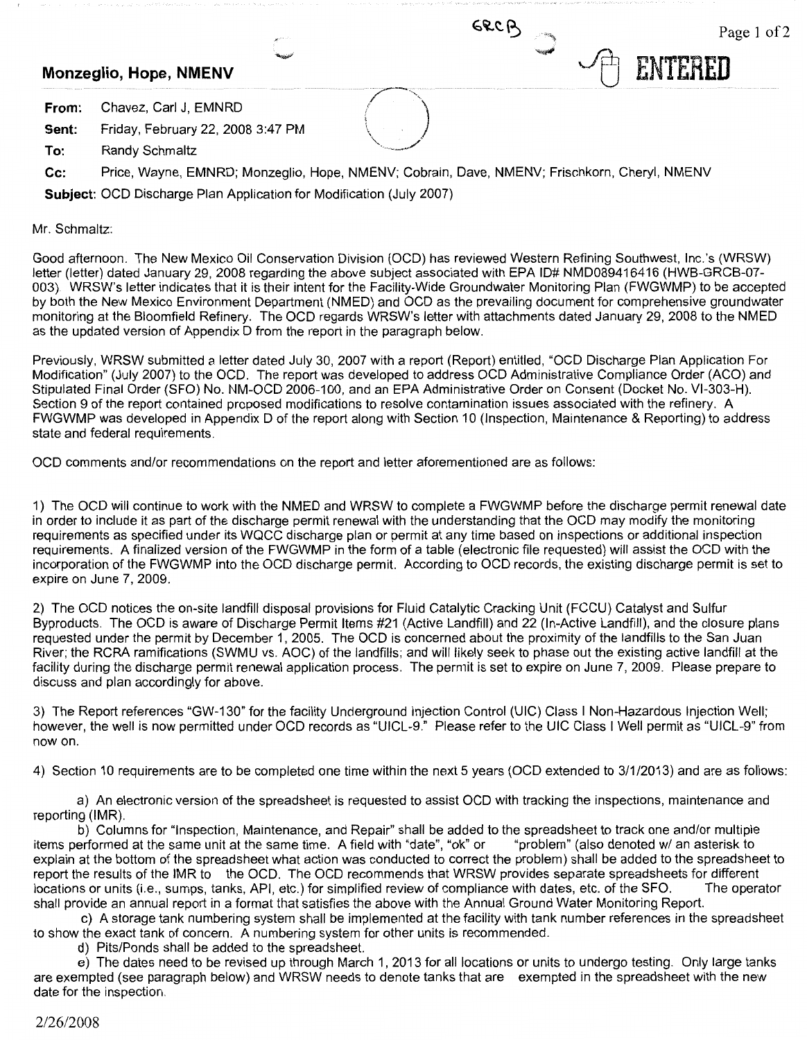GRCB

ENTERED

**Monzeglio, Hope, NMENV**

**From:** Chavez, Carl J, EMNRD

**Sent:** Friday, February 22, 2008 3:47 PM

**To:** Randy Schmaltz

**Cc:** Price, Wayne, EMNRD; Monzeglio, Hope, NMENV; Cobrain, Dave, NMENV; Frischkorn, Cheryl, NMENV

**Subject:** OCD Discharge Plan Application for Modification (July 2007)

Mr. Schmaltz:

Good afternoon. The New Mexico Oil Conservation Division (OCD) has reviewed Western Refining Southwest, Inc.'s (WRSW) letter (letter) dated January 29, 2008 regarding the above subject associated with EPA ID# NMD089416416 (HWB-GRCB-07-003). WRSW's letter indicates that it is their intent for the Facility-Wide Groundwater Monitoring Plan (FWGWMP) to be accepted by both the New Mexico Environment Department (NMED) and OCD as the prevailing document for comprehensive groundwater monitoring at the Bloomfield Refinery. The OCD regards WRSW's letter with attachments dated January 29, 2008 to the NMED as the updated version of Appendix D from the report in the paragraph below.

Previously, WRSW submitted a letter dated July 30, 2007 with a report (Report) entitled, "OCD Discharge Plan Application For Modification" (July 2007) to the OCD. The report was developed to address OCD Administrative Compliance Order (ACO) and Stipulated Final Order (SFO) No. NM-OCD 2006-100, and an EPA Administrative Order on Consent (Docket No. VI-303-H). Section 9 of the report contained proposed modifications to resolve contamination issues associated with the refinery. A FWGWMP was developed in Appendix D of the report along with Section 10 (Inspection, Maintenance & Reporting) to address state and federal requirements.

OCD comments and/or recommendations on the report and letter aforementioned are as follows:

1) The OCD will continue to work with the NMED and WRSW to complete a FWGWMP before the discharge permit renewal date in order to include it as part of the discharge permit renewal with the understanding that the OCD may modify the monitoring requirements as specified under its WQCC discharge plan or permit at any time based on inspections or additional inspection requirements. A finalized version of the FWGWMP in the form of a table (electronic file requested) will assist the OCD with the incorporation of the FWGWMP into the OCD discharge permit. According to OCD records, the existing discharge permit is set to expire on June 7, 2009.

2) The OCD notices the on-site landfill disposal provisions for Fluid Catalytic Cracking Unit (FCCU) Catalyst and Sulfur Byproducts. The OCD is aware of Discharge Permit Items #21 (Active Landfill) and 22 (In-Active Landfill), and the closure plans requested under the permit by December 1, 2005. The OCD is concerned about the proximity of the landfills to the San Juan River; the RCRA ramifications (SWMU vs. AOC) of the landfills; and will likely seek to phase out the existing active landfill at the facility during the discharge permit renewal application process. The permit is set to expire on June 7, 2009. Please prepare to discuss and plan accordingly for above.

3) The Report references "GW-130" for the facility Underground Injection Control (UIC) Class I Non-Hazardous Injection Well; however, the well is now permitted under OCD records as "UICL-9." Please refer to the UIC Class I Well permit as "UICL-9" from now on.

4) Section 10 requirements are to be completed one time within the next 5 years (OCD extended to 3/1/2013) and are as follows:

a) An electronic version of the spreadsheet is requested to assist OCD with tracking the inspections, maintenance and reporting (IMR).

b) Columns for "Inspection, Maintenance, and Repair" shall be added to the spreadsheet to track one and/or multiple items performed at the same unit at the same time. A field with "date", "ok" or "problem" (also denoted w/ an asterisk to explain at the bottom of the spreadsheet what action was conducted to correct the problem) shall be added to the spreadsheet to report the results of the IMR to the OCD. The OCD recommends that WRSW provides separate spreadsheets for different locations or units (i.e., sumps, tanks, API, etc.) for simplified review of compliance with dates, etc. of the SFO. The operator shall provide an annual report in a format that satisfies the above with the Annual Ground Water Monitoring Report.

c) A storage tank numbering system shall be implemented at the facility with tank number references in the spreadsheet to show the exact tank of concern. A numbering system for other units is recommended.

d) Pits/Ponds shall be added to the spreadsheet.

e) The dates need to be revised up through March 1, 2013 for all locations or units to undergo testing. Only large tanks are exempted (see paragraph below) and WRSW needs to denote tanks that are exempted in the spreadsheet with the new date for the inspection.

2/26/2008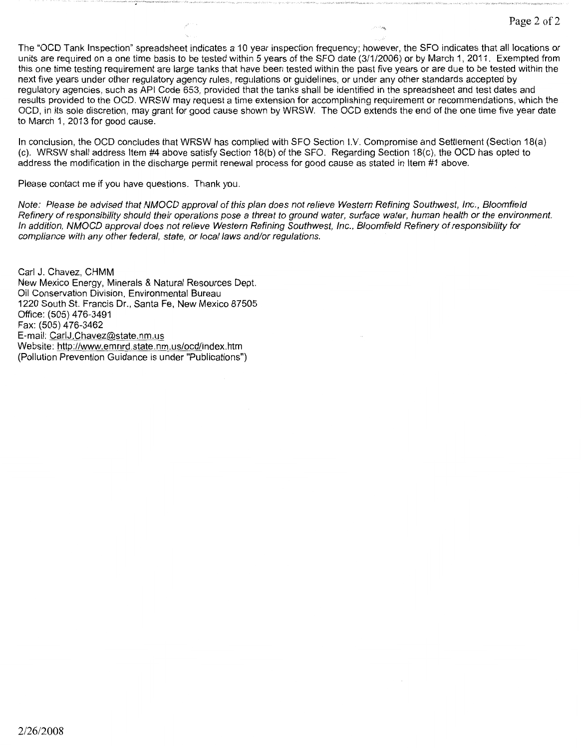The "OCD Tank Inspection" spreadsheet indicates a 10 year inspection frequency; however, the SFO indicates that all locations or units are required on a one time basis to be tested within 5 years of the SFO date (3/1/2006) or by March 1, 2011. Exempted from this one time testing requirement are large tanks that have been tested within the past five years or are due to be tested within the next five years under other regulatory agency rules, regulations or guidelines, or under any other standards accepted by regulatory agencies, such as API Code 653, provided that the tanks shall be identified in the spreadsheet and test dates and results provided to the OCD. WRSW may request a time extension for accomplishing requirement or recommendations, which the OCD, in its sole discretion, may grant for good cause shown by WRSW. The OCD extends the end of the one time five year date to March 1, 2013 for good cause.

In conclusion, the OCD concludes that WRSW has complied with SFO Section I.V. Compromise and Settlement (Section 18(a) (c). WRSW shall address Item #4 above satisfy Section 18(b) of the SFO. Regarding Section 18(c), the OCD has opted to address the modification in the discharge permit renewal process for good cause as stated in Item #1 above.

Please contact me if you have questions. Thank you.

*Note: Please be advised that NMOCD approval of this plan does not relieve Western Refining Southwest, Inc., Bloomfield Refinery of responsibility should their operations pose a threat to ground water, surface water, human health or the environment. In addition, NMOCD approval does not relieve Western Refining Southwest, Inc., Bloomfield Refinery of responsibility for compliance with any other federal, state, or local laws and/or regulations.*

Carl J. Chavez, CHMM
New Mexico Energy, Minerals & Natural Resources Dept.
Oil Conservation Division, Environmental Bureau
1220 South St. Francis Dr., Santa Fe, New Mexico 87505
Office: (505) 476-3491
Fax: (505) 476-3462
E-mail: CarlJ.Chavez@state.nm.us
Website: http://www.emnrd.state.nm.us/ocd/index.htm
(Pollution Prevention Guidance is under "Publications")

2/26/2008